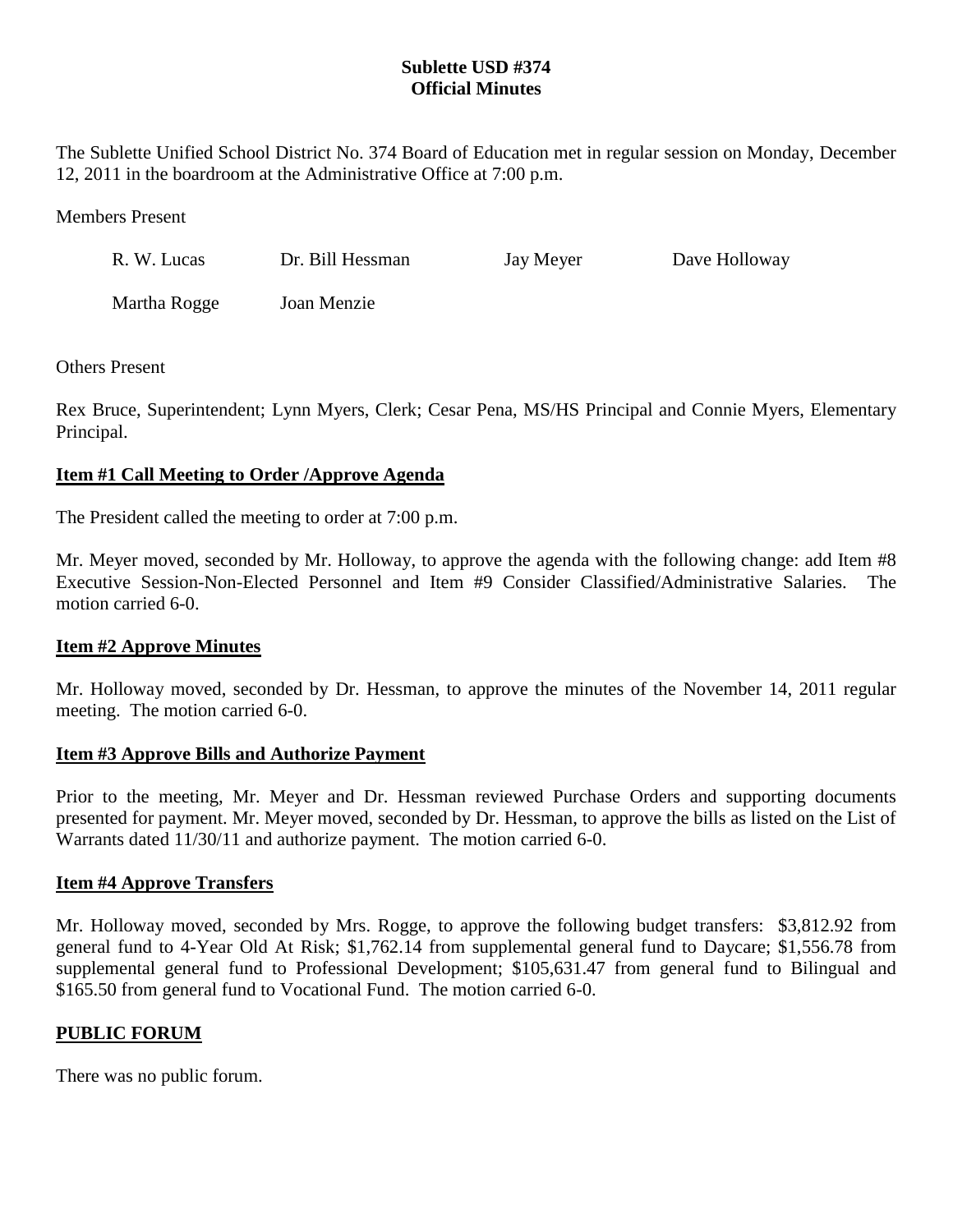**Sublette USD #374**
**Official Minutes**

The Sublette Unified School District No. 374 Board of Education met in regular session on Monday, December 12, 2011 in the boardroom at the Administrative Office at 7:00 p.m.

Members Present

| | | | |
|---|---|---|---|
| R. W. Lucas | Dr. Bill Hessman | Jay Meyer | Dave Holloway |
| Martha Rogge | Joan Menzie | | |

Others Present

Rex Bruce, Superintendent; Lynn Myers, Clerk; Cesar Pena, MS/HS Principal and Connie Myers, Elementary Principal.

## Item #1 Call Meeting to Order /Approve Agenda

The President called the meeting to order at 7:00 p.m.

Mr. Meyer moved, seconded by Mr. Holloway, to approve the agenda with the following change: add Item #8 Executive Session-Non-Elected Personnel and Item #9 Consider Classified/Administrative Salaries. The motion carried 6-0.

## Item #2 Approve Minutes

Mr. Holloway moved, seconded by Dr. Hessman, to approve the minutes of the November 14, 2011 regular meeting. The motion carried 6-0.

## Item #3 Approve Bills and Authorize Payment

Prior to the meeting, Mr. Meyer and Dr. Hessman reviewed Purchase Orders and supporting documents presented for payment. Mr. Meyer moved, seconded by Dr. Hessman, to approve the bills as listed on the List of Warrants dated 11/30/11 and authorize payment. The motion carried 6-0.

## Item #4 Approve Transfers

Mr. Holloway moved, seconded by Mrs. Rogge, to approve the following budget transfers: $3,812.92 from general fund to 4-Year Old At Risk; $1,762.14 from supplemental general fund to Daycare; $1,556.78 from supplemental general fund to Professional Development; $105,631.47 from general fund to Bilingual and $165.50 from general fund to Vocational Fund. The motion carried 6-0.

## PUBLIC FORUM

There was no public forum.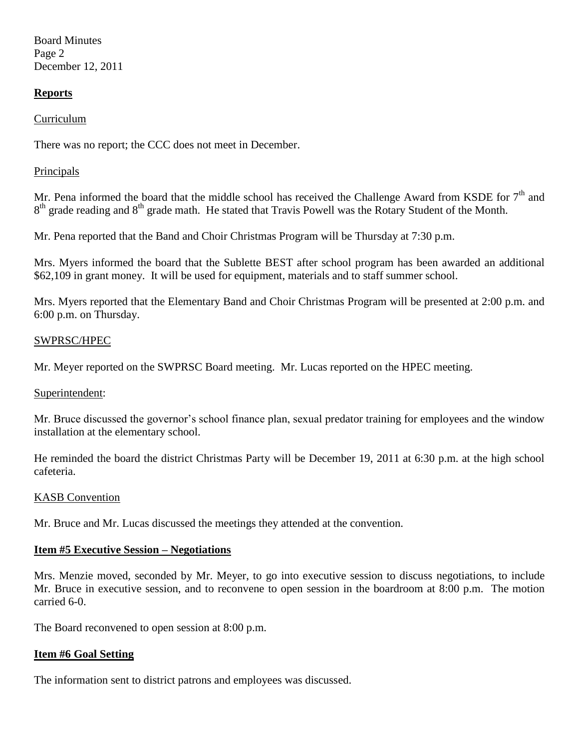**Reports**

Curriculum

There was no report; the CCC does not meet in December.

Principals

Mr. Pena informed the board that the middle school has received the Challenge Award from KSDE for $7^{th}$ and $8^{th}$ grade reading and $8^{th}$ grade math. He stated that Travis Powell was the Rotary Student of the Month.

Mr. Pena reported that the Band and Choir Christmas Program will be Thursday at 7:30 p.m.

Mrs. Myers informed the board that the Sublette BEST after school program has been awarded an additional $62,109 in grant money. It will be used for equipment, materials and to staff summer school.

Mrs. Myers reported that the Elementary Band and Choir Christmas Program will be presented at 2:00 p.m. and 6:00 p.m. on Thursday.

SWPRSC/HPEC

Mr. Meyer reported on the SWPRSC Board meeting. Mr. Lucas reported on the HPEC meeting.

Superintendent:

Mr. Bruce discussed the governor's school finance plan, sexual predator training for employees and the window installation at the elementary school.

He reminded the board the district Christmas Party will be December 19, 2011 at 6:30 p.m. at the high school cafeteria.

KASB Convention

Mr. Bruce and Mr. Lucas discussed the meetings they attended at the convention.

**Item #5 Executive Session – Negotiations**

Mrs. Menzie moved, seconded by Mr. Meyer, to go into executive session to discuss negotiations, to include Mr. Bruce in executive session, and to reconvene to open session in the boardroom at 8:00 p.m. The motion carried 6-0.

The Board reconvened to open session at 8:00 p.m.

**Item #6 Goal Setting**

The information sent to district patrons and employees was discussed.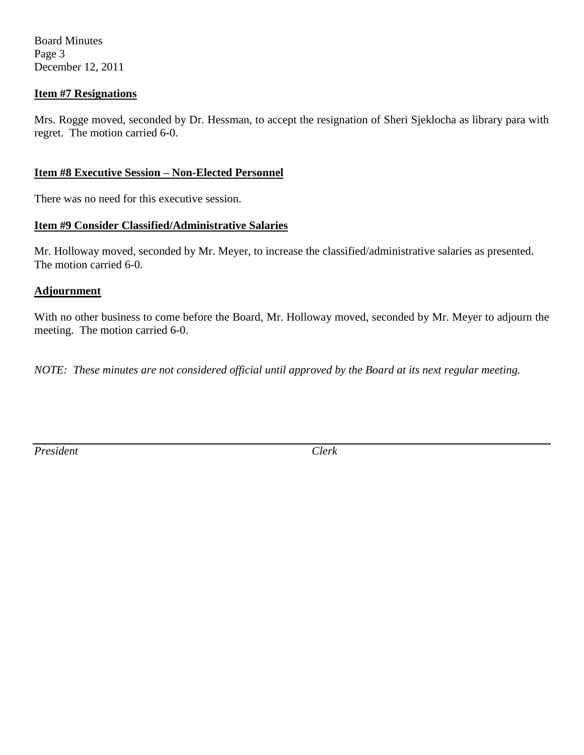**Item #7 Resignations**

Mrs. Rogge moved, seconded by Dr. Hessman, to accept the resignation of Sheri Sjeklocha as library para with regret. The motion carried 6-0.

**Item #8 Executive Session – Non-Elected Personnel**

There was no need for this executive session.

**Item #9 Consider Classified/Administrative Salaries**

Mr. Holloway moved, seconded by Mr. Meyer, to increase the classified/administrative salaries as presented. The motion carried 6-0.

**Adjournment**

With no other business to come before the Board, Mr. Holloway moved, seconded by Mr. Meyer to adjourn the meeting. The motion carried 6-0.

*NOTE: These minutes are not considered official until approved by the Board at its next regular meeting.*

*President* *Clerk*